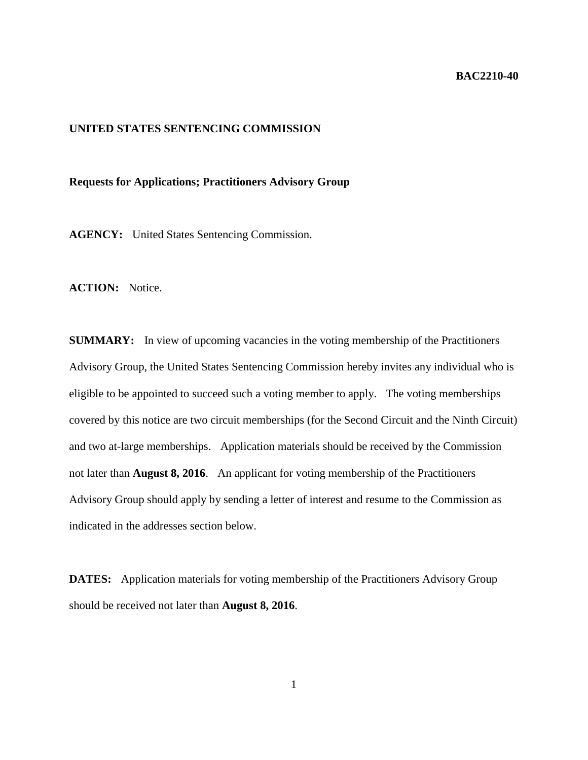**BAC2210-40**

**UNITED STATES SENTENCING COMMISSION**

**Requests for Applications; Practitioners Advisory Group**

**AGENCY:** United States Sentencing Commission.

**ACTION:** Notice.

**SUMMARY:** In view of upcoming vacancies in the voting membership of the Practitioners Advisory Group, the United States Sentencing Commission hereby invites any individual who is eligible to be appointed to succeed such a voting member to apply. The voting memberships covered by this notice are two circuit memberships (for the Second Circuit and the Ninth Circuit) and two at-large memberships. Application materials should be received by the Commission not later than **August 8, 2016**. An applicant for voting membership of the Practitioners Advisory Group should apply by sending a letter of interest and resume to the Commission as indicated in the addresses section below.

**DATES:** Application materials for voting membership of the Practitioners Advisory Group should be received not later than **August 8, 2016**.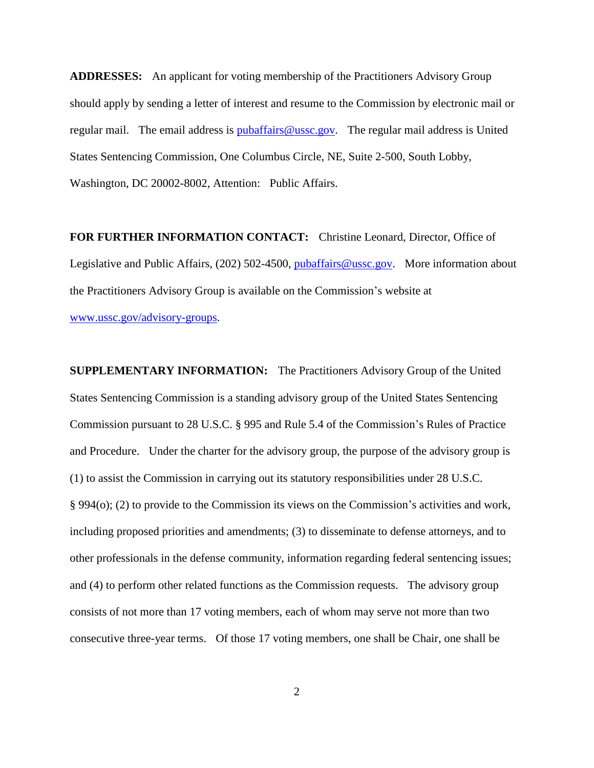**ADDRESSES:** An applicant for voting membership of the Practitioners Advisory Group should apply by sending a letter of interest and resume to the Commission by electronic mail or regular mail. The email address is pubaffairs@ussc.gov. The regular mail address is United States Sentencing Commission, One Columbus Circle, NE, Suite 2-500, South Lobby, Washington, DC 20002-8002, Attention: Public Affairs.

**FOR FURTHER INFORMATION CONTACT:** Christine Leonard, Director, Office of Legislative and Public Affairs, (202) 502-4500, pubaffairs@ussc.gov. More information about the Practitioners Advisory Group is available on the Commission's website at www.ussc.gov/advisory-groups.

**SUPPLEMENTARY INFORMATION:** The Practitioners Advisory Group of the United States Sentencing Commission is a standing advisory group of the United States Sentencing Commission pursuant to 28 U.S.C. § 995 and Rule 5.4 of the Commission's Rules of Practice and Procedure. Under the charter for the advisory group, the purpose of the advisory group is (1) to assist the Commission in carrying out its statutory responsibilities under 28 U.S.C. § 994(o); (2) to provide to the Commission its views on the Commission's activities and work, including proposed priorities and amendments; (3) to disseminate to defense attorneys, and to other professionals in the defense community, information regarding federal sentencing issues; and (4) to perform other related functions as the Commission requests. The advisory group consists of not more than 17 voting members, each of whom may serve not more than two consecutive three-year terms. Of those 17 voting members, one shall be Chair, one shall be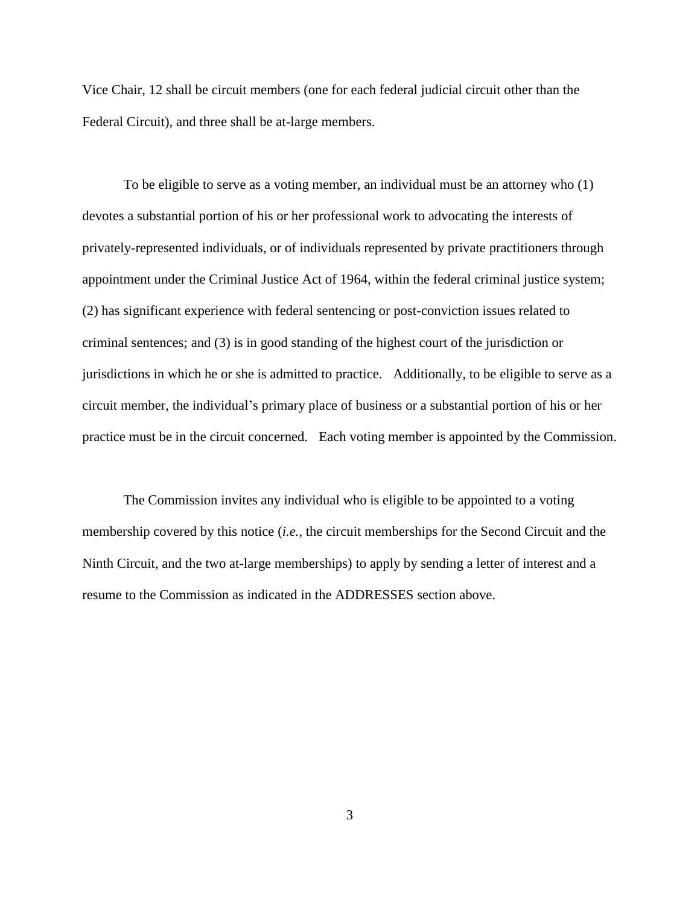Vice Chair, 12 shall be circuit members (one for each federal judicial circuit other than the Federal Circuit), and three shall be at-large members.

To be eligible to serve as a voting member, an individual must be an attorney who (1) devotes a substantial portion of his or her professional work to advocating the interests of privately-represented individuals, or of individuals represented by private practitioners through appointment under the Criminal Justice Act of 1964, within the federal criminal justice system; (2) has significant experience with federal sentencing or post-conviction issues related to criminal sentences; and (3) is in good standing of the highest court of the jurisdiction or jurisdictions in which he or she is admitted to practice. Additionally, to be eligible to serve as a circuit member, the individual's primary place of business or a substantial portion of his or her practice must be in the circuit concerned. Each voting member is appointed by the Commission.

The Commission invites any individual who is eligible to be appointed to a voting membership covered by this notice (*i.e.*, the circuit memberships for the Second Circuit and the Ninth Circuit, and the two at-large memberships) to apply by sending a letter of interest and a resume to the Commission as indicated in the ADDRESSES section above.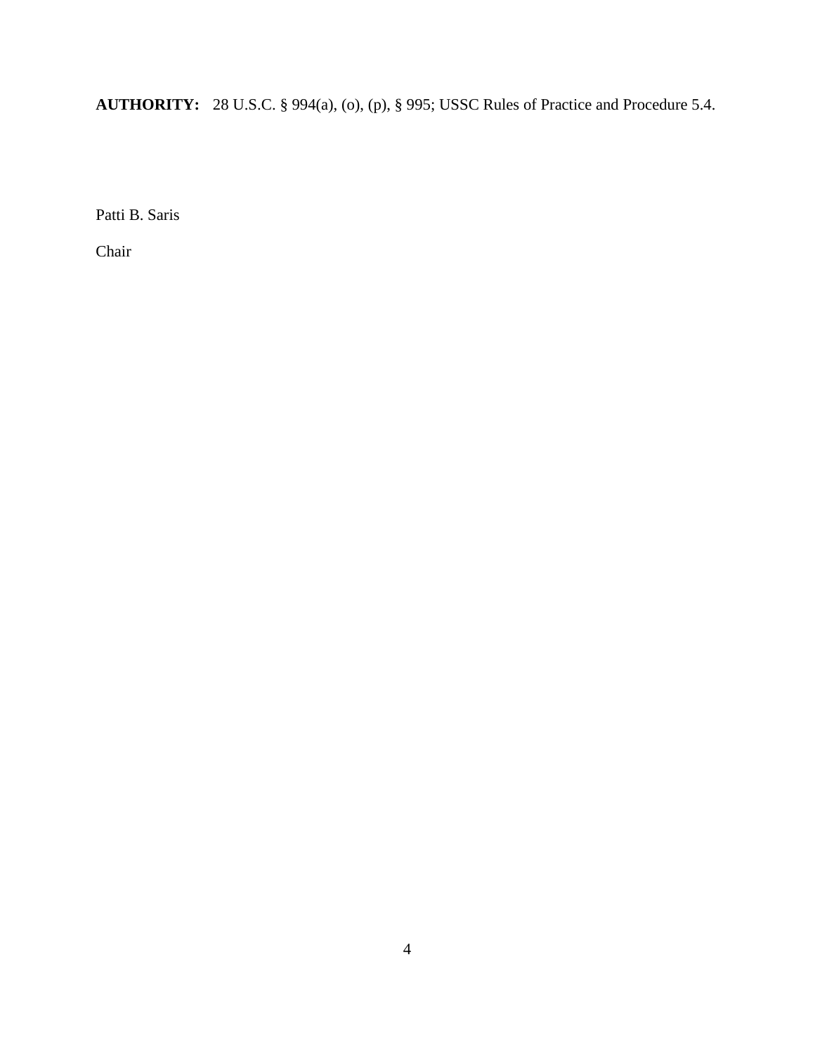**AUTHORITY:** 28 U.S.C. § 994(a), (o), (p), § 995; USSC Rules of Practice and Procedure 5.4.

Patti B. Saris

Chair